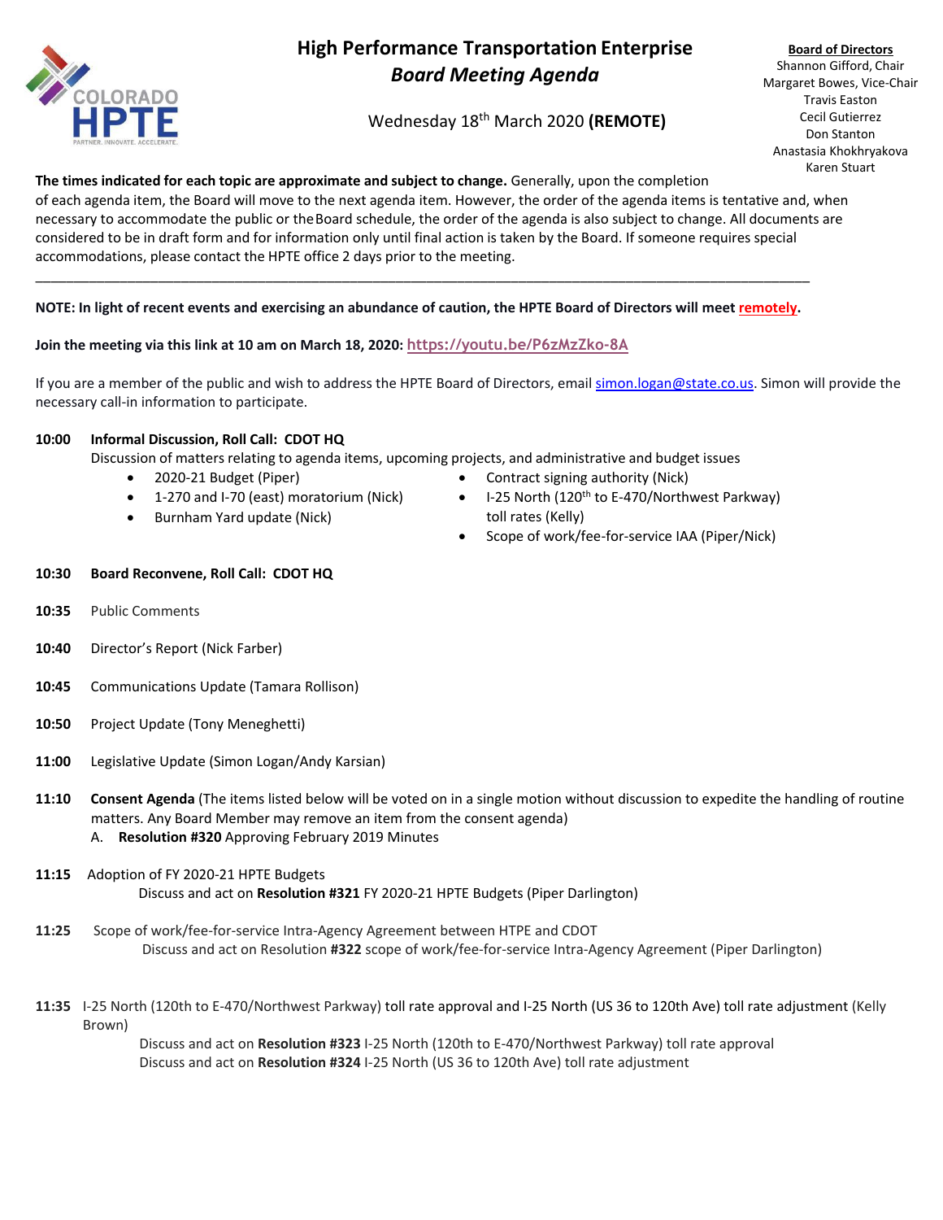# High Performance Transportation Enterprise
## *Board Meeting Agenda*

Wednesday 18th March 2020 **(REMOTE)**

**Board of Directors**
Shannon Gifford, Chair
Margaret Bowes, Vice-Chair
Travis Easton
Cecil Gutierrez
Don Stanton
Anastasia Khokhryakova
Karen Stuart

**The times indicated for each topic are approximate and subject to change.** Generally, upon the completion of each agenda item, the Board will move to the next agenda item. However, the order of the agenda items is tentative and, when necessary to accommodate the public or the Board schedule, the order of the agenda is also subject to change. All documents are considered to be in draft form and for information only until final action is taken by the Board. If someone requires special accommodations, please contact the HPTE office 2 days prior to the meeting.

---

**NOTE: In light of recent events and exercising an abundance of caution, the HPTE Board of Directors will meet remotely.**

**Join the meeting via this link at 10 am on March 18, 2020:** https://youtu.be/P6zMzZko-8A

If you are a member of the public and wish to address the HPTE Board of Directors, email simon.logan@state.co.us. Simon will provide the necessary call-in information to participate.

**10:00** **Informal Discussion, Roll Call: CDOT HQ**
Discussion of matters relating to agenda items, upcoming projects, and administrative and budget issues
- 2020-21 Budget (Piper)
- 1-270 and I-70 (east) moratorium (Nick)
- Burnham Yard update (Nick)
- Contract signing authority (Nick)
- I-25 North (120th to E-470/Northwest Parkway) toll rates (Kelly)
- Scope of work/fee-for-service IAA (Piper/Nick)

**10:30** **Board Reconvene, Roll Call: CDOT HQ**

**10:35** Public Comments

**10:40** Director's Report (Nick Farber)

**10:45** Communications Update (Tamara Rollison)

**10:50** Project Update (Tony Meneghetti)

**11:00** Legislative Update (Simon Logan/Andy Karsian)

**11:10** **Consent Agenda** (The items listed below will be voted on in a single motion without discussion to expedite the handling of routine matters. Any Board Member may remove an item from the consent agenda)
A. **Resolution #320** Approving February 2019 Minutes

**11:15** Adoption of FY 2020-21 HPTE Budgets
Discuss and act on **Resolution #321** FY 2020-21 HPTE Budgets (Piper Darlington)

**11:25** Scope of work/fee-for-service Intra-Agency Agreement between HTPE and CDOT
Discuss and act on Resolution **#322** scope of work/fee-for-service Intra-Agency Agreement (Piper Darlington)

**11:35** I-25 North (120th to E-470/Northwest Parkway) toll rate approval and I-25 North (US 36 to 120th Ave) toll rate adjustment (Kelly Brown)
Discuss and act on **Resolution #323** I-25 North (120th to E-470/Northwest Parkway) toll rate approval
Discuss and act on **Resolution #324** I-25 North (US 36 to 120th Ave) toll rate adjustment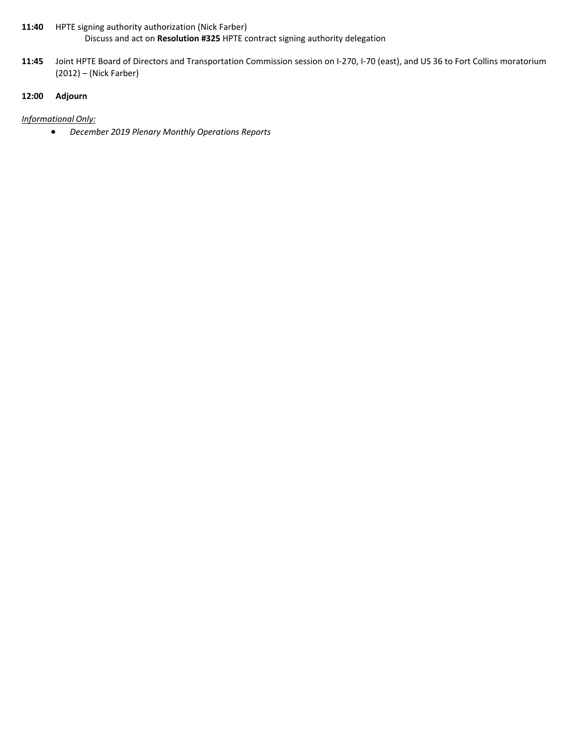**11:40** HPTE signing authority authorization (Nick Farber)

Discuss and act on **Resolution #325** HPTE contract signing authority delegation

**11:45** Joint HPTE Board of Directors and Transportation Commission session on I-270, I-70 (east), and US 36 to Fort Collins moratorium (2012) – (Nick Farber)

**12:00 Adjourn**

*<u>Informational Only:</u>*

- *December 2019 Plenary Monthly Operations Reports*